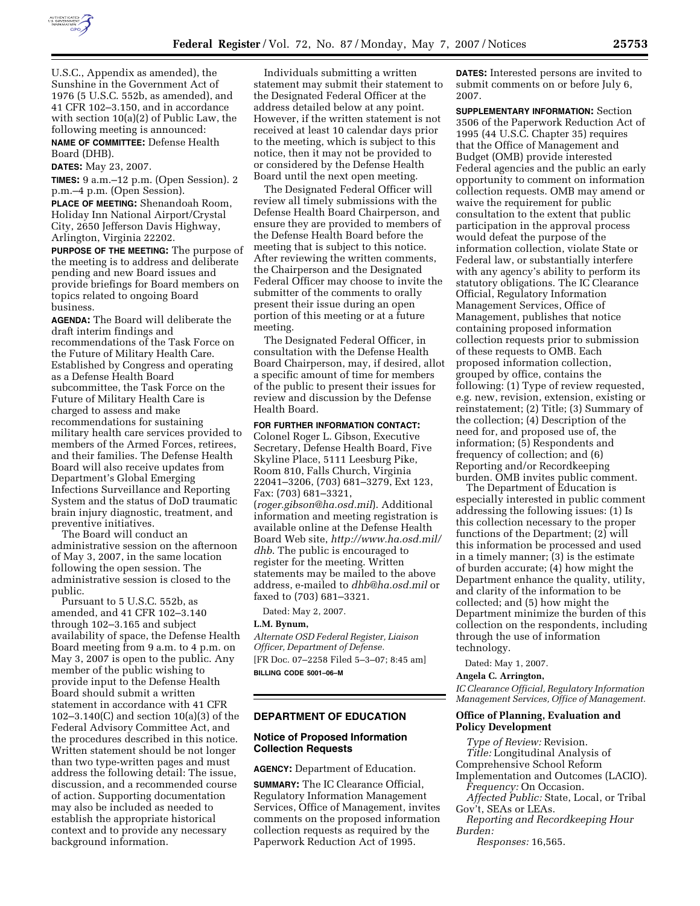U.S.C., Appendix as amended), the Sunshine in the Government Act of 1976 (5 U.S.C. 552b, as amended), and 41 CFR 102–3.150, and in accordance with section 10(a)(2) of Public Law, the following meeting is announced:

**NAME OF COMMITTEE:** Defense Health Board (DHB).

**DATES:** May 23, 2007.

**TIMES:** 9 a.m.–12 p.m. (Open Session). 2 p.m.–4 p.m. (Open Session).

**PLACE OF MEETING:** Shenandoah Room, Holiday Inn National Airport/Crystal City, 2650 Jefferson Davis Highway, Arlington, Virginia 22202.

**PURPOSE OF THE MEETING:** The purpose of the meeting is to address and deliberate pending and new Board issues and provide briefings for Board members on topics related to ongoing Board business.

**AGENDA:** The Board will deliberate the draft interim findings and recommendations of the Task Force on the Future of Military Health Care. Established by Congress and operating as a Defense Health Board subcommittee, the Task Force on the Future of Military Health Care is charged to assess and make recommendations for sustaining military health care services provided to members of the Armed Forces, retirees, and their families. The Defense Health Board will also receive updates from Department's Global Emerging Infections Surveillance and Reporting System and the status of DoD traumatic brain injury diagnostic, treatment, and preventive initiatives.

The Board will conduct an administrative session on the afternoon of May 3, 2007, in the same location following the open session. The administrative session is closed to the public.

Pursuant to 5 U.S.C. 552b, as amended, and 41 CFR 102–3.140 through 102–3.165 and subject availability of space, the Defense Health Board meeting from 9 a.m. to 4 p.m. on May 3, 2007 is open to the public. Any member of the public wishing to provide input to the Defense Health Board should submit a written statement in accordance with 41 CFR 102–3.140(C) and section 10(a)(3) of the Federal Advisory Committee Act, and the procedures described in this notice. Written statement should be not longer than two type-written pages and must address the following detail: The issue, discussion, and a recommended course of action. Supporting documentation may also be included as needed to establish the appropriate historical context and to provide any necessary background information.

Individuals submitting a written statement may submit their statement to the Designated Federal Officer at the address detailed below at any point. However, if the written statement is not received at least 10 calendar days prior to the meeting, which is subject to this notice, then it may not be provided to or considered by the Defense Health Board until the next open meeting.

The Designated Federal Officer will review all timely submissions with the Defense Health Board Chairperson, and ensure they are provided to members of the Defense Health Board before the meeting that is subject to this notice. After reviewing the written comments, the Chairperson and the Designated Federal Officer may choose to invite the submitter of the comments to orally present their issue during an open portion of this meeting or at a future meeting.

The Designated Federal Officer, in consultation with the Defense Health Board Chairperson, may, if desired, allot a specific amount of time for members of the public to present their issues for review and discussion by the Defense Health Board.

**FOR FURTHER INFORMATION CONTACT:** Colonel Roger L. Gibson, Executive Secretary, Defense Health Board, Five Skyline Place, 5111 Leesburg Pike, Room 810, Falls Church, Virginia 22041–3206, (703) 681–3279, Ext 123, Fax: (703) 681–3321, (*roger.gibson@ha.osd.mil*). Additional information and meeting registration is available online at the Defense Health Board Web site, *http://www.ha.osd.mil/dhb*. The public is encouraged to register for the meeting. Written statements may be mailed to the above address, e-mailed to *dhb@ha.osd.mil* or faxed to (703) 681–3321.

Dated: May 2, 2007.

**L.M. Bynum,**

*Alternate OSD Federal Register, Liaison Officer, Department of Defense.*

[FR Doc. 07–2258 Filed 5–3–07; 8:45 am]

**BILLING CODE 5001–06–M**

## DEPARTMENT OF EDUCATION

### Notice of Proposed Information Collection Requests

**AGENCY:** Department of Education.

**SUMMARY:** The IC Clearance Official, Regulatory Information Management Services, Office of Management, invites comments on the proposed information collection requests as required by the Paperwork Reduction Act of 1995.

**DATES:** Interested persons are invited to submit comments on or before July 6, 2007.

**SUPPLEMENTARY INFORMATION:** Section 3506 of the Paperwork Reduction Act of 1995 (44 U.S.C. Chapter 35) requires that the Office of Management and Budget (OMB) provide interested Federal agencies and the public an early opportunity to comment on information collection requests. OMB may amend or waive the requirement for public consultation to the extent that public participation in the approval process would defeat the purpose of the information collection, violate State or Federal law, or substantially interfere with any agency's ability to perform its statutory obligations. The IC Clearance Official, Regulatory Information Management Services, Office of Management, publishes that notice containing proposed information collection requests prior to submission of these requests to OMB. Each proposed information collection, grouped by office, contains the following: (1) Type of review requested, e.g. new, revision, extension, existing or reinstatement; (2) Title; (3) Summary of the collection; (4) Description of the need for, and proposed use of, the information; (5) Respondents and frequency of collection; and (6) Reporting and/or Recordkeeping burden. OMB invites public comment.

The Department of Education is especially interested in public comment addressing the following issues: (1) Is this collection necessary to the proper functions of the Department; (2) will this information be processed and used in a timely manner; (3) is the estimate of burden accurate; (4) how might the Department enhance the quality, utility, and clarity of the information to be collected; and (5) how might the Department minimize the burden of this collection on the respondents, including through the use of information technology.

Dated: May 1, 2007.

**Angela C. Arrington,**

*IC Clearance Official, Regulatory Information Management Services, Office of Management.*

### Office of Planning, Evaluation and Policy Development

*Type of Review:* Revision.

*Title:* Longitudinal Analysis of Comprehensive School Reform Implementation and Outcomes (LACIO).

*Frequency:* On Occasion.

*Affected Public:* State, Local, or Tribal Gov't, SEAs or LEAs.

*Reporting and Recordkeeping Hour Burden:*

*Responses:* 16,565.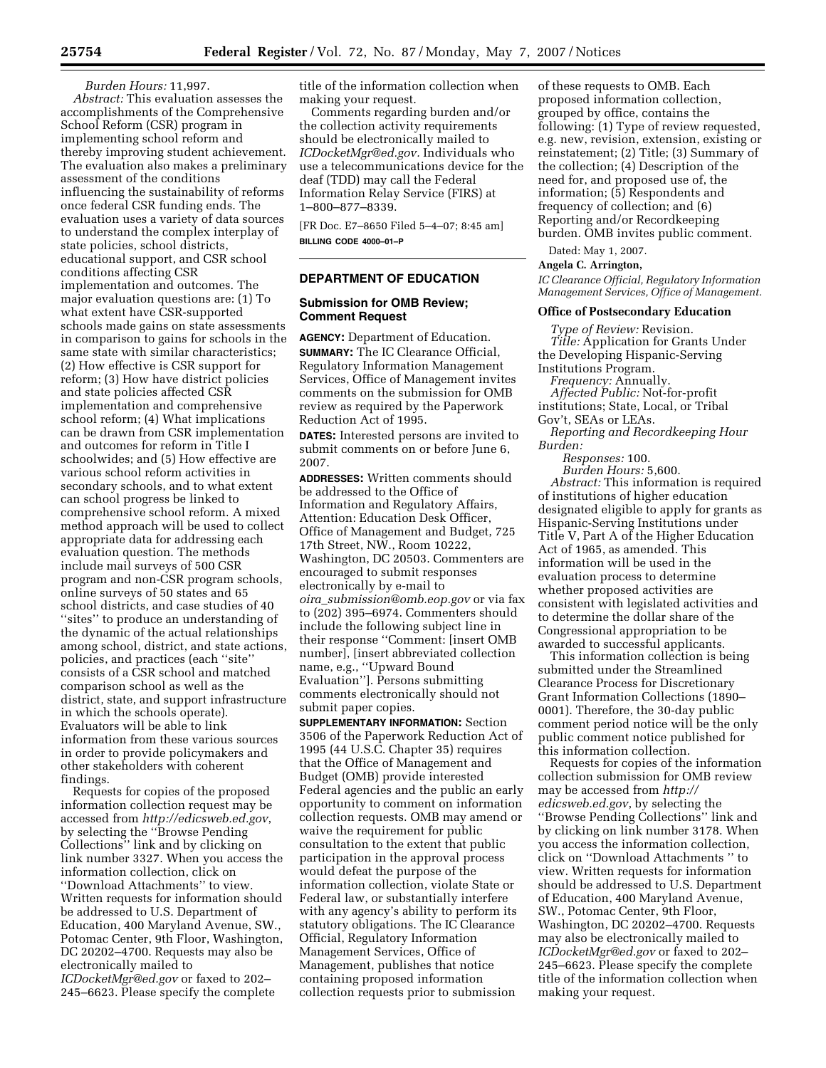*Burden Hours:* 11,997.

*Abstract:* This evaluation assesses the accomplishments of the Comprehensive School Reform (CSR) program in implementing school reform and thereby improving student achievement. The evaluation also makes a preliminary assessment of the conditions influencing the sustainability of reforms once federal CSR funding ends. The evaluation uses a variety of data sources to understand the complex interplay of state policies, school districts, educational support, and CSR school conditions affecting CSR implementation and outcomes. The major evaluation questions are: (1) To what extent have CSR-supported schools made gains on state assessments in comparison to gains for schools in the same state with similar characteristics; (2) How effective is CSR support for reform; (3) How have district policies and state policies affected CSR implementation and comprehensive school reform; (4) What implications can be drawn from CSR implementation and outcomes for reform in Title I schoolwides; and (5) How effective are various school reform activities in secondary schools, and to what extent can school progress be linked to comprehensive school reform. A mixed method approach will be used to collect appropriate data for addressing each evaluation question. The methods include mail surveys of 500 CSR program and non-CSR program schools, online surveys of 50 states and 65 school districts, and case studies of 40 ''sites'' to produce an understanding of the dynamic of the actual relationships among school, district, and state actions, policies, and practices (each ''site'' consists of a CSR school and matched comparison school as well as the district, state, and support infrastructure in which the schools operate). Evaluators will be able to link information from these various sources in order to provide policymakers and other stakeholders with coherent findings.

Requests for copies of the proposed information collection request may be accessed from *http://edicsweb.ed.gov*, by selecting the ''Browse Pending Collections'' link and by clicking on link number 3327. When you access the information collection, click on ''Download Attachments'' to view. Written requests for information should be addressed to U.S. Department of Education, 400 Maryland Avenue, SW., Potomac Center, 9th Floor, Washington, DC 20202–4700. Requests may also be electronically mailed to *ICDocketMgr@ed.gov* or faxed to 202–245–6623. Please specify the complete title of the information collection when making your request.

Comments regarding burden and/or the collection activity requirements should be electronically mailed to *ICDocketMgr@ed.gov*. Individuals who use a telecommunications device for the deaf (TDD) may call the Federal Information Relay Service (FIRS) at 1–800–877–8339.

[FR Doc. E7–8650 Filed 5–4–07; 8:45 am]

**BILLING CODE 4000–01–P**

## DEPARTMENT OF EDUCATION

### Submission for OMB Review; Comment Request

**AGENCY:** Department of Education.

**SUMMARY:** The IC Clearance Official, Regulatory Information Management Services, Office of Management invites comments on the submission for OMB review as required by the Paperwork Reduction Act of 1995.

**DATES:** Interested persons are invited to submit comments on or before June 6, 2007.

**ADDRESSES:** Written comments should be addressed to the Office of Information and Regulatory Affairs, Attention: Education Desk Officer, Office of Management and Budget, 725 17th Street, NW., Room 10222, Washington, DC 20503. Commenters are encouraged to submit responses electronically by e-mail to *oira_submission@omb.eop.gov* or via fax to (202) 395–6974. Commenters should include the following subject line in their response ''Comment: [insert OMB number], [insert abbreviated collection name, e.g., ''Upward Bound Evaluation'']. Persons submitting comments electronically should not submit paper copies.

**SUPPLEMENTARY INFORMATION:** Section 3506 of the Paperwork Reduction Act of 1995 (44 U.S.C. Chapter 35) requires that the Office of Management and Budget (OMB) provide interested Federal agencies and the public an early opportunity to comment on information collection requests. OMB may amend or waive the requirement for public consultation to the extent that public participation in the approval process would defeat the purpose of the information collection, violate State or Federal law, or substantially interfere with any agency's ability to perform its statutory obligations. The IC Clearance Official, Regulatory Information Management Services, Office of Management, publishes that notice containing proposed information collection requests prior to submission of these requests to OMB. Each proposed information collection, grouped by office, contains the following: (1) Type of review requested, e.g. new, revision, extension, existing or reinstatement; (2) Title; (3) Summary of the collection; (4) Description of the need for, and proposed use of, the information; (5) Respondents and frequency of collection; and (6) Reporting and/or Recordkeeping burden. OMB invites public comment.

Dated: May 1, 2007.

**Angela C. Arrington,**

*IC Clearance Official, Regulatory Information Management Services, Office of Management.*

#### Office of Postsecondary Education

*Type of Review:* Revision.

*Title:* Application for Grants Under the Developing Hispanic-Serving Institutions Program.

*Frequency:* Annually.

*Affected Public:* Not-for-profit institutions; State, Local, or Tribal Gov't, SEAs or LEAs.

*Reporting and Recordkeeping Hour Burden:*

*Responses:* 100.

*Burden Hours:* 5,600.

*Abstract:* This information is required of institutions of higher education designated eligible to apply for grants as Hispanic-Serving Institutions under Title V, Part A of the Higher Education Act of 1965, as amended. This information will be used in the evaluation process to determine whether proposed activities are consistent with legislated activities and to determine the dollar share of the Congressional appropriation to be awarded to successful applicants.

This information collection is being submitted under the Streamlined Clearance Process for Discretionary Grant Information Collections (1890–0001). Therefore, the 30-day public comment period notice will be the only public comment notice published for this information collection.

Requests for copies of the information collection submission for OMB review may be accessed from *http://edicsweb.ed.gov*, by selecting the ''Browse Pending Collections'' link and by clicking on link number 3178. When you access the information collection, click on ''Download Attachments '' to view. Written requests for information should be addressed to U.S. Department of Education, 400 Maryland Avenue, SW., Potomac Center, 9th Floor, Washington, DC 20202–4700. Requests may also be electronically mailed to *ICDocketMgr@ed.gov* or faxed to 202–245–6623. Please specify the complete title of the information collection when making your request.